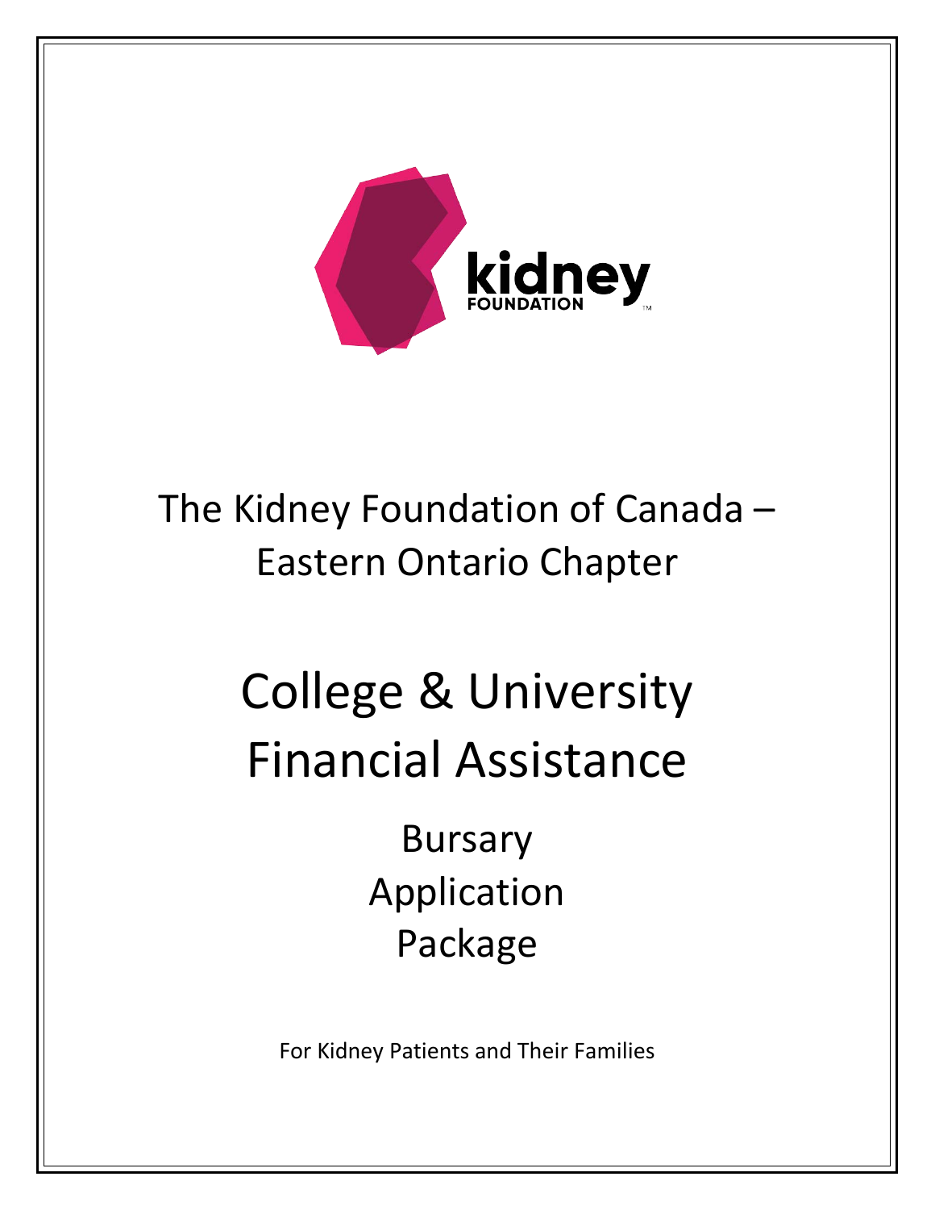kidney FOUNDATION ™

# The Kidney Foundation of Canada – Eastern Ontario Chapter

# College & University Financial Assistance

## Bursary Application Package

For Kidney Patients and Their Families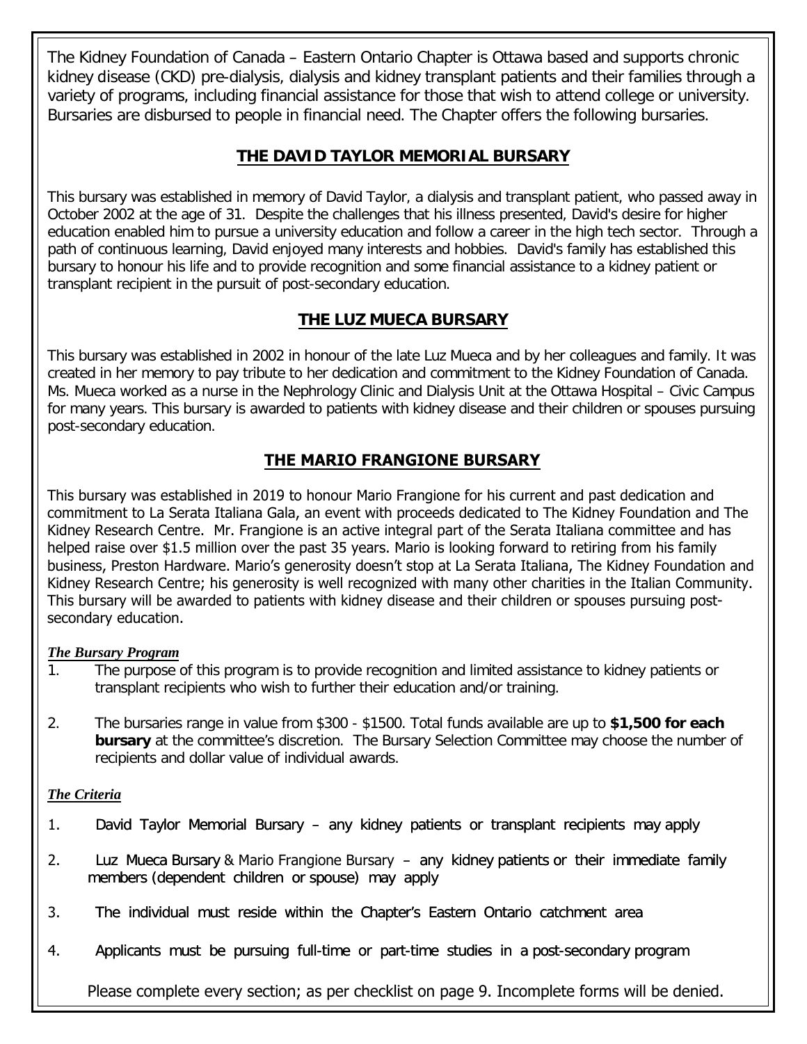The Kidney Foundation of Canada – Eastern Ontario Chapter is Ottawa based and supports chronic kidney disease (CKD) pre-dialysis, dialysis and kidney transplant patients and their families through a variety of programs, including financial assistance for those that wish to attend college or university. Bursaries are disbursed to people in financial need. The Chapter offers the following bursaries.

## THE DAVID TAYLOR MEMORIAL BURSARY

This bursary was established in memory of David Taylor, a dialysis and transplant patient, who passed away in October 2002 at the age of 31. Despite the challenges that his illness presented, David's desire for higher education enabled him to pursue a university education and follow a career in the high tech sector. Through a path of continuous learning, David enjoyed many interests and hobbies. David's family has established this bursary to honour his life and to provide recognition and some financial assistance to a kidney patient or transplant recipient in the pursuit of post-secondary education.

## THE LUZ MUECA BURSARY

This bursary was established in 2002 in honour of the late Luz Mueca and by her colleagues and family. It was created in her memory to pay tribute to her dedication and commitment to the Kidney Foundation of Canada. Ms. Mueca worked as a nurse in the Nephrology Clinic and Dialysis Unit at the Ottawa Hospital – Civic Campus for many years. This bursary is awarded to patients with kidney disease and their children or spouses pursuing post-secondary education.

## THE MARIO FRANGIONE BURSARY

This bursary was established in 2019 to honour Mario Frangione for his current and past dedication and commitment to La Serata Italiana Gala, an event with proceeds dedicated to The Kidney Foundation and The Kidney Research Centre. Mr. Frangione is an active integral part of the Serata Italiana committee and has helped raise over $1.5 million over the past 35 years. Mario is looking forward to retiring from his family business, Preston Hardware. Mario's generosity doesn't stop at La Serata Italiana, The Kidney Foundation and Kidney Research Centre; his generosity is well recognized with many other charities in the Italian Community. This bursary will be awarded to patients with kidney disease and their children or spouses pursuing post-secondary education.

***The Bursary Program***

1. The purpose of this program is to provide recognition and limited assistance to kidney patients or transplant recipients who wish to further their education and/or training.

2. The bursaries range in value from $300 - $1500. Total funds available are up to **$1,500 for each bursary** at the committee's discretion. The Bursary Selection Committee may choose the number of recipients and dollar value of individual awards.

***The Criteria***

1. David Taylor Memorial Bursary – any kidney patients or transplant recipients may apply

2. Luz Mueca Bursary & Mario Frangione Bursary – any kidney patients or their immediate family members (dependent children or spouse) may apply

3. The individual must reside within the Chapter's Eastern Ontario catchment area

4. Applicants must be pursuing full-time or part-time studies in a post-secondary program

Please complete every section; as per checklist on page 9. Incomplete forms will be denied.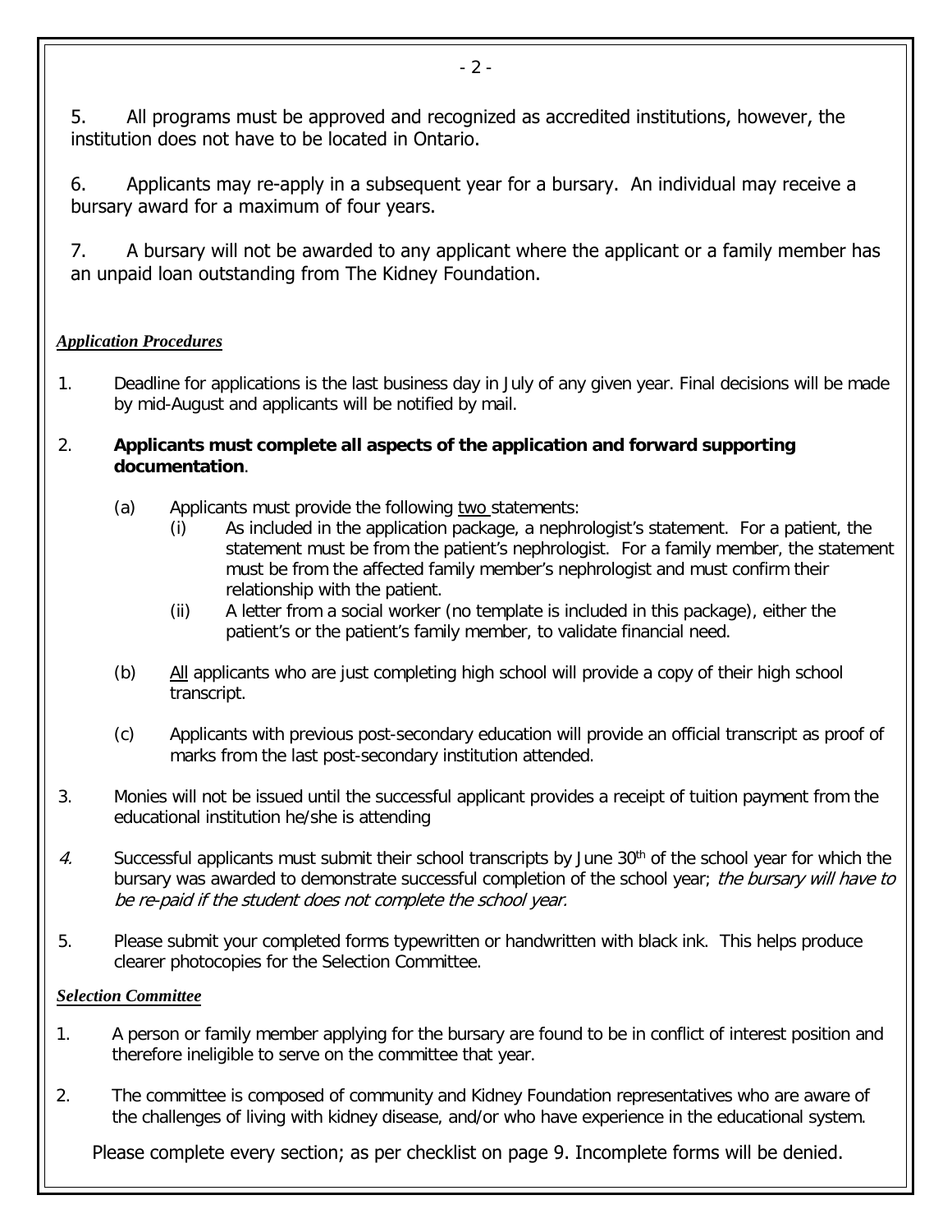5. All programs must be approved and recognized as accredited institutions, however, the institution does not have to be located in Ontario.

6. Applicants may re-apply in a subsequent year for a bursary. An individual may receive a bursary award for a maximum of four years.

7. A bursary will not be awarded to any applicant where the applicant or a family member has an unpaid loan outstanding from The Kidney Foundation.

***Application Procedures***

1. Deadline for applications is the last business day in July of any given year. Final decisions will be made by mid-August and applicants will be notified by mail.

2. **Applicants must complete all aspects of the application and forward supporting documentation**.

   (a) Applicants must provide the following two statements:
      (i) As included in the application package, a nephrologist's statement. For a patient, the statement must be from the patient's nephrologist. For a family member, the statement must be from the affected family member's nephrologist and must confirm their relationship with the patient.
      (ii) A letter from a social worker (no template is included in this package), either the patient's or the patient's family member, to validate financial need.

   (b) All applicants who are just completing high school will provide a copy of their high school transcript.

   (c) Applicants with previous post-secondary education will provide an official transcript as proof of marks from the last post-secondary institution attended.

3. Monies will not be issued until the successful applicant provides a receipt of tuition payment from the educational institution he/she is attending

4. Successful applicants must submit their school transcripts by June 30th of the school year for which the bursary was awarded to demonstrate successful completion of the school year; *the bursary will have to be re-paid if the student does not complete the school year.*

5. Please submit your completed forms typewritten or handwritten with black ink. This helps produce clearer photocopies for the Selection Committee.

***Selection Committee***

1. A person or family member applying for the bursary are found to be in conflict of interest position and therefore ineligible to serve on the committee that year.

2. The committee is composed of community and Kidney Foundation representatives who are aware of the challenges of living with kidney disease, and/or who have experience in the educational system.

Please complete every section; as per checklist on page 9. Incomplete forms will be denied.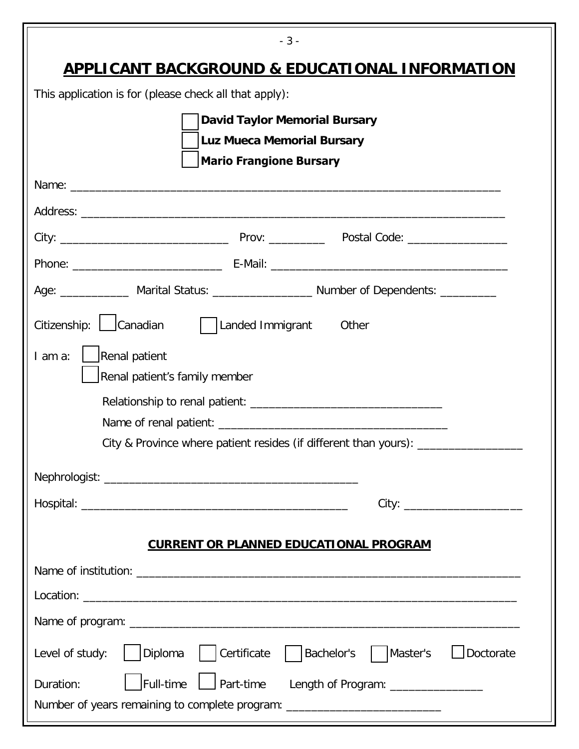# APPLICANT BACKGROUND & EDUCATIONAL INFORMATION

This application is for (please check all that apply):

- ☐ **David Taylor Memorial Bursary**
- ☐ **Luz Mueca Memorial Bursary**
- ☐ **Mario Frangione Bursary**

Name: ______________________________________________________________________

Address: ____________________________________________________________________

City: ___________________________ Prov: _________ Postal Code: ________________

Phone: ________________________ E-Mail: _____________________________________

Age: ___________ Marital Status: ________________ Number of Dependents: _________

Citizenship: ☐ Canadian ☐ Landed Immigrant Other

I am a: ☐ Renal patient
☐ Renal patient's family member

Relationship to renal patient: _______________________________

Name of renal patient: _____________________________________

City & Province where patient resides (if different than yours): _________________

Nephrologist: ________________________________________

Hospital: ___________________________________________ City: ___________________

## CURRENT OR PLANNED EDUCATIONAL PROGRAM

Name of institution: ______________________________________________________________

Location: ___________________________________________________________________

Name of program: ________________________________________________________________

Level of study: ☐ Diploma ☐ Certificate ☐ Bachelor's ☐ Master's ☐ Doctorate

Duration: ☐ Full-time ☐ Part-time Length of Program: _______________

Number of years remaining to complete program: _________________________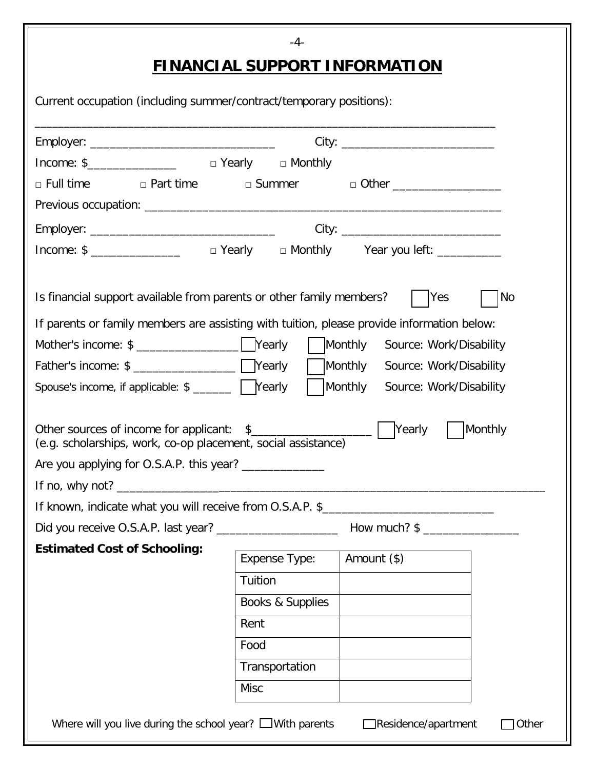# FINANCIAL SUPPORT INFORMATION

Current occupation (including summer/contract/temporary positions):

_______________________________________________________________________

Employer: _____________________________ City: _________________________

Income: $______________ □ Yearly □ Monthly

□ Full time □ Part time □ Summer □ Other _________________

Previous occupation: _________________________________________________________

Employer: _____________________________ City: _________________________

Income: $ ______________ □ Yearly □ Monthly Year you left: __________

Is financial support available from parents or other family members? ☐ Yes ☐ No

If parents or family members are assisting with tuition, please provide information below:

Mother's income: $ ________________ ☐ Yearly ☐ Monthly Source: Work/Disability

Father's income: $ ________________ ☐ Yearly ☐ Monthly Source: Work/Disability

Spouse's income, if applicable: $ ______ ☐ Yearly ☐ Monthly Source: Work/Disability

Other sources of income for applicant: $___________________ ☐ Yearly ☐ Monthly
(e.g. scholarships, work, co-op placement, social assistance)

Are you applying for O.S.A.P. this year? _____________

If no, why not? ___________________________________________________________________________

If known, indicate what you will receive from O.S.A.P. $___________________________

Did you receive O.S.A.P. last year? ___________________ How much? $ _______________

**Estimated Cost of Schooling:**

| Expense Type: | Amount ($) |
|---|---|
| Tuition | |
| Books & Supplies | |
| Rent | |
| Food | |
| Transportation | |
| Misc | |

Where will you live during the school year? ☐ With parents ☐ Residence/apartment ☐ Other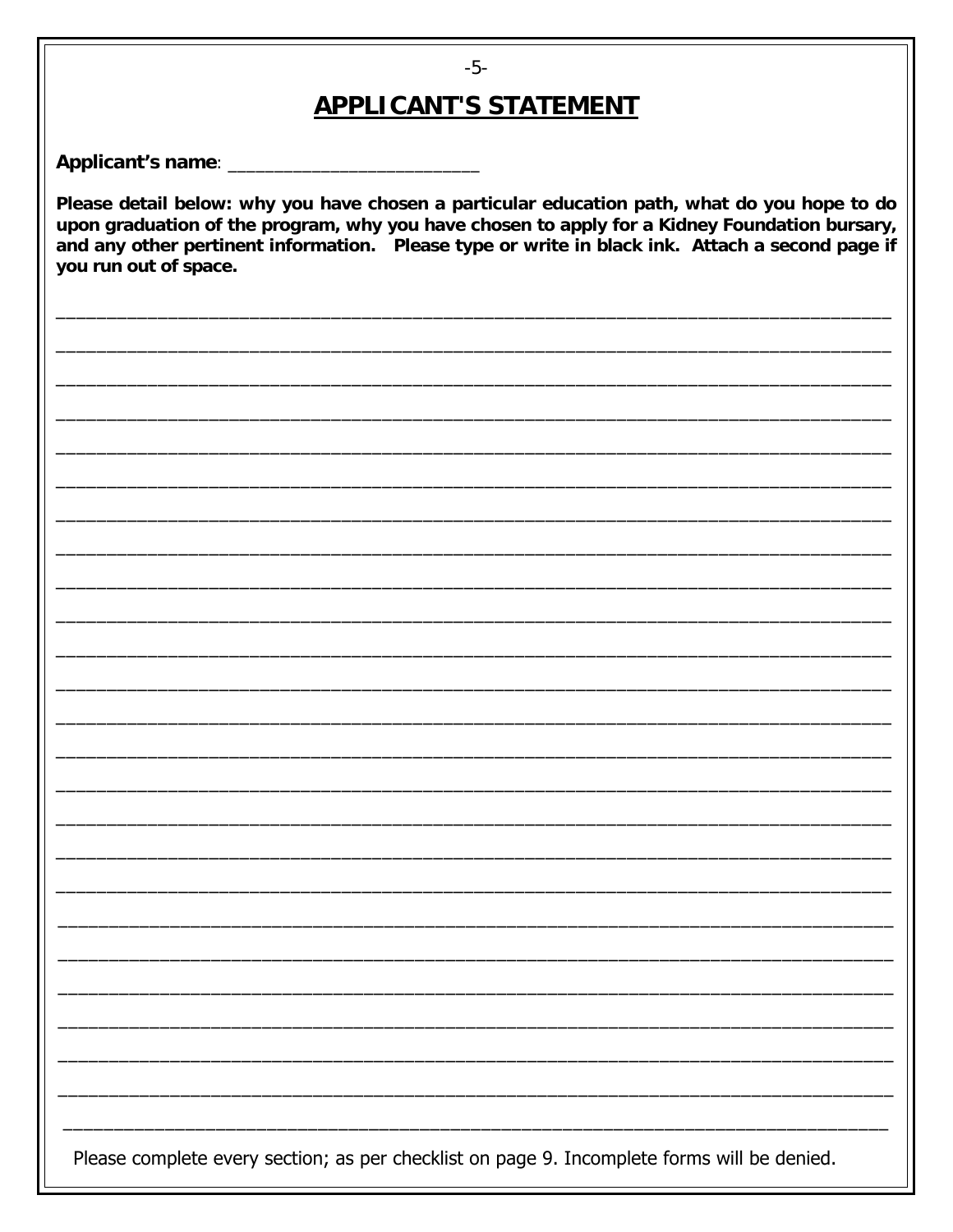## APPLICANT'S STATEMENT

**Applicant's name**: _________________________

**Please detail below: why you have chosen a particular education path, what do you hope to do upon graduation of the program, why you have chosen to apply for a Kidney Foundation bursary, and any other pertinent information. Please type or write in black ink. Attach a second page if you run out of space.**

_______________________________________________________________________________

_______________________________________________________________________________

_______________________________________________________________________________

_______________________________________________________________________________

_______________________________________________________________________________

_______________________________________________________________________________

_______________________________________________________________________________

_______________________________________________________________________________

_______________________________________________________________________________

_______________________________________________________________________________

_______________________________________________________________________________

_______________________________________________________________________________

_______________________________________________________________________________

_______________________________________________________________________________

_______________________________________________________________________________

_______________________________________________________________________________

_______________________________________________________________________________

_______________________________________________________________________________

_______________________________________________________________________________

_______________________________________________________________________________

_______________________________________________________________________________

_______________________________________________________________________________

_______________________________________________________________________________

_______________________________________________________________________________

_______________________________________________________________________________

Please complete every section; as per checklist on page 9. Incomplete forms will be denied.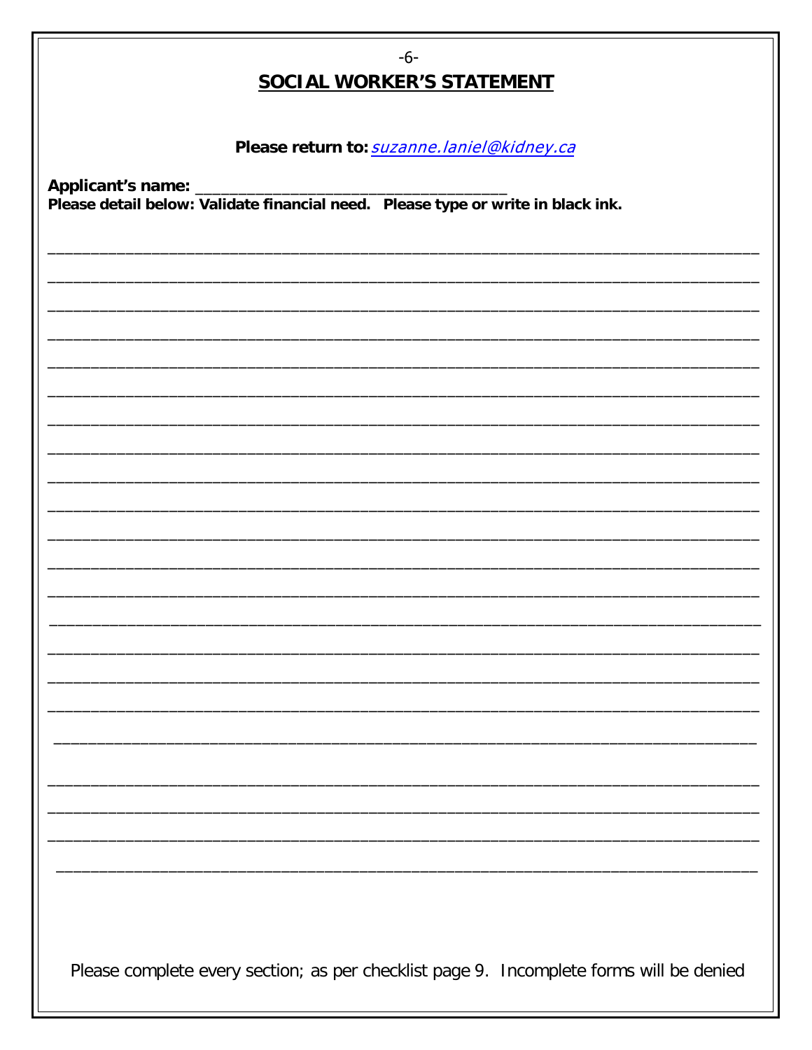## SOCIAL WORKER'S STATEMENT

**Please return to:** *suzanne.laniel@kidney.ca*

**Applicant's name:** ___________________________________

**Please detail below: Validate financial need. Please type or write in black ink.**

________________________________________________________________________________

________________________________________________________________________________

________________________________________________________________________________

________________________________________________________________________________

________________________________________________________________________________

________________________________________________________________________________

________________________________________________________________________________

________________________________________________________________________________

________________________________________________________________________________

________________________________________________________________________________

________________________________________________________________________________

________________________________________________________________________________

________________________________________________________________________________

________________________________________________________________________________

________________________________________________________________________________

________________________________________________________________________________

________________________________________________________________________________

________________________________________________________________________________

________________________________________________________________________________

________________________________________________________________________________

________________________________________________________________________________

________________________________________________________________________________

Please complete every section; as per checklist page 9. Incomplete forms will be denied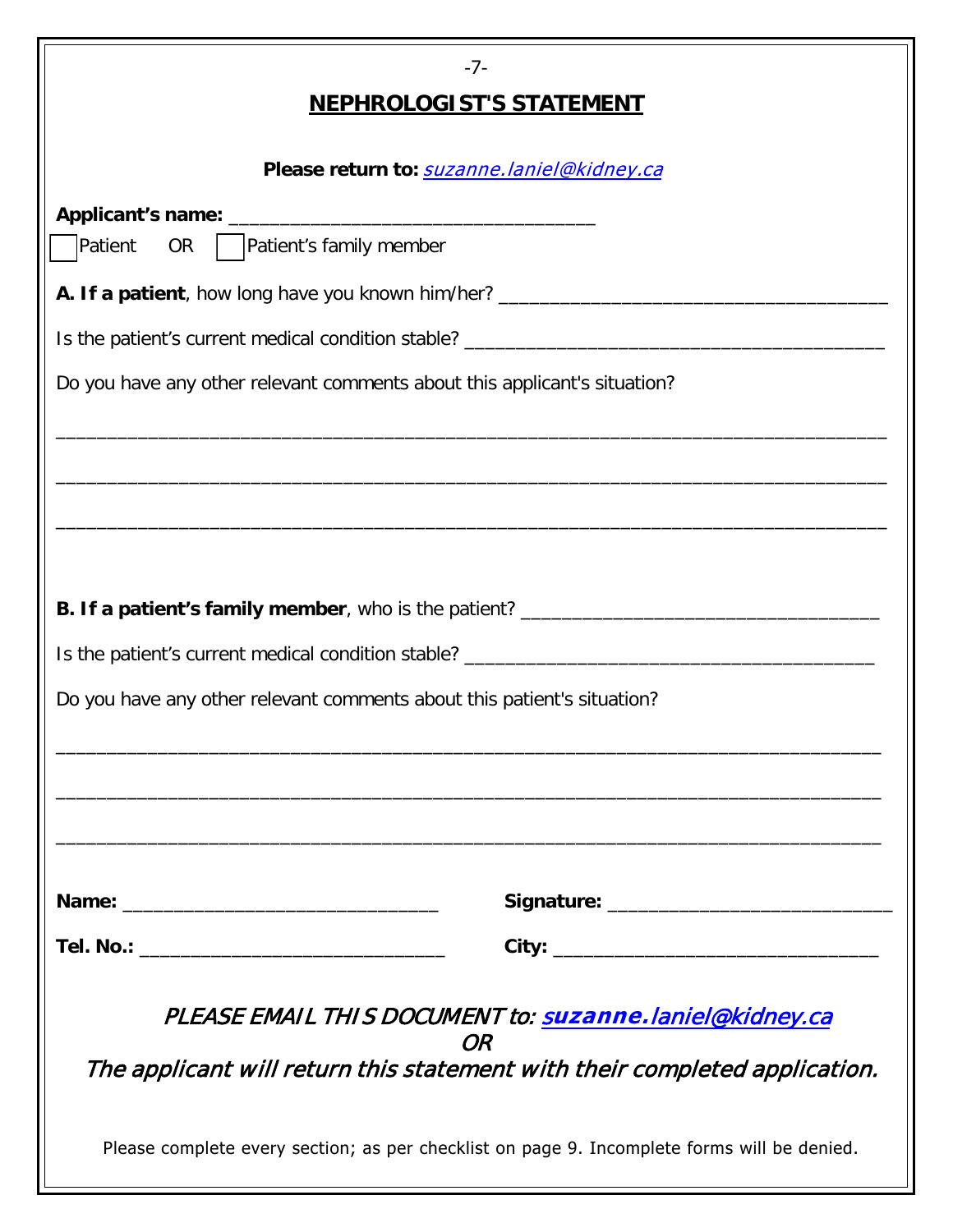## NEPHROLOGIST'S STATEMENT

**Please return to:** *suzanne.laniel@kidney.ca*

**Applicant's name:** ___________________________________

☐ Patient OR ☐ Patient's family member

**A. If a patient**, how long have you known him/her? _____________________________________

Is the patient's current medical condition stable? ________________________________________

Do you have any other relevant comments about this applicant's situation?

_______________________________________________________________________________

_______________________________________________________________________________

_______________________________________________________________________________

**B. If a patient's family member**, who is the patient? __________________________________

Is the patient's current medical condition stable? _______________________________________

Do you have any other relevant comments about this patient's situation?

_______________________________________________________________________________

_______________________________________________________________________________

_______________________________________________________________________________

**Name:** _____________________________ **Signature:** ___________________________

**Tel. No.:** ____________________________ **City:** ______________________________

*PLEASE EMAIL THIS DOCUMENT to:* ***suzanne.laniel@kidney.ca***

*OR*

*The applicant will return this statement with their completed application.*

Please complete every section; as per checklist on page 9. Incomplete forms will be denied.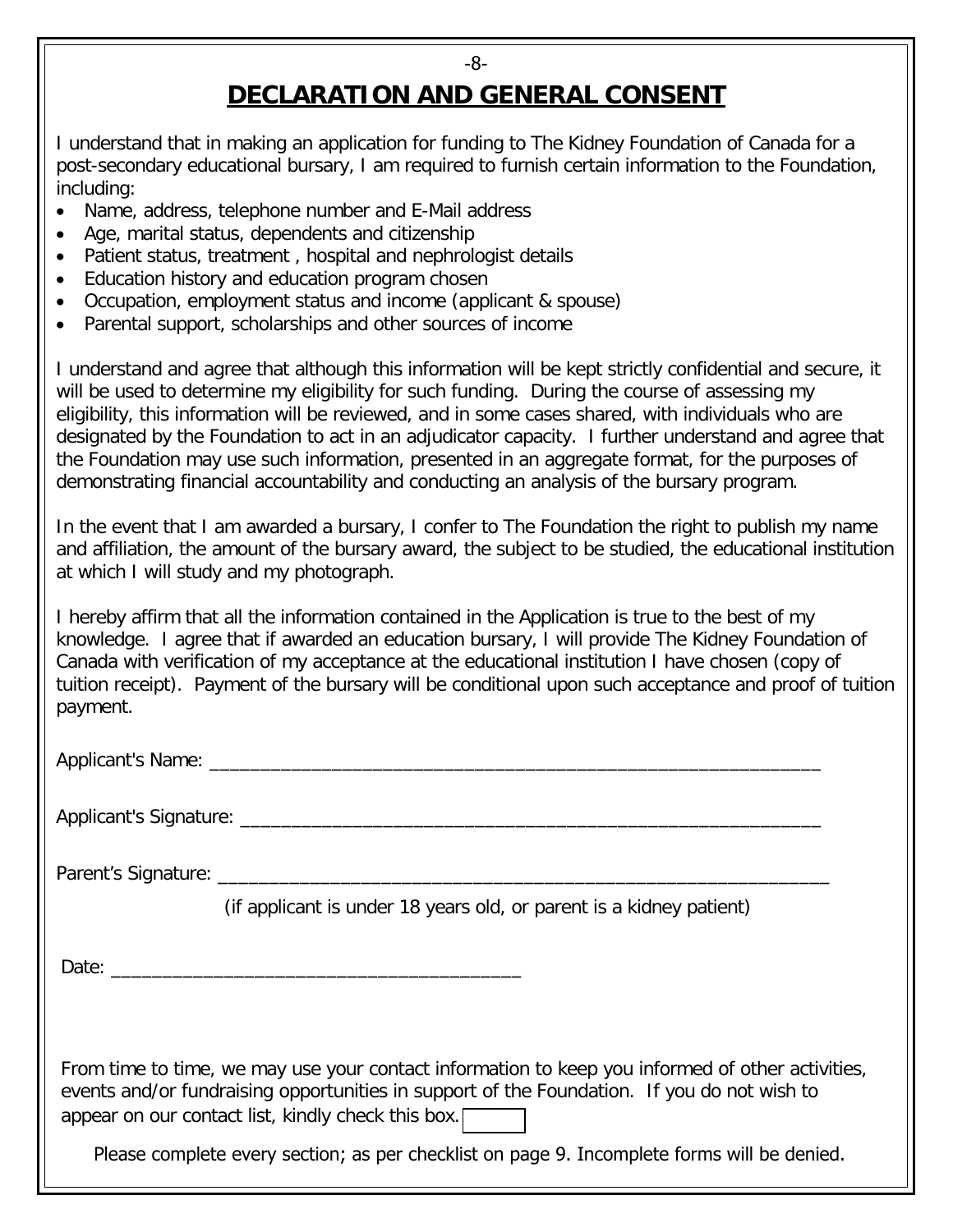# DECLARATION AND GENERAL CONSENT

I understand that in making an application for funding to The Kidney Foundation of Canada for a post-secondary educational bursary, I am required to furnish certain information to the Foundation, including:

- Name, address, telephone number and E-Mail address
- Age, marital status, dependents and citizenship
- Patient status, treatment , hospital and nephrologist details
- Education history and education program chosen
- Occupation, employment status and income (applicant & spouse)
- Parental support, scholarships and other sources of income

I understand and agree that although this information will be kept strictly confidential and secure, it will be used to determine my eligibility for such funding. During the course of assessing my eligibility, this information will be reviewed, and in some cases shared, with individuals who are designated by the Foundation to act in an adjudicator capacity. I further understand and agree that the Foundation may use such information, presented in an aggregate format, for the purposes of demonstrating financial accountability and conducting an analysis of the bursary program.

In the event that I am awarded a bursary, I confer to The Foundation the right to publish my name and affiliation, the amount of the bursary award, the subject to be studied, the educational institution at which I will study and my photograph.

I hereby affirm that all the information contained in the Application is true to the best of my knowledge. I agree that if awarded an education bursary, I will provide The Kidney Foundation of Canada with verification of my acceptance at the educational institution I have chosen (copy of tuition receipt). Payment of the bursary will be conditional upon such acceptance and proof of tuition payment.

Applicant's Name: ____________________________________________________________

Applicant's Signature: __________________________________________________________

Parent's Signature: _____________________________________________________________

(if applicant is under 18 years old, or parent is a kidney patient)

Date: ________________________________________

From time to time, we may use your contact information to keep you informed of other activities, events and/or fundraising opportunities in support of the Foundation. If you do not wish to appear on our contact list, kindly check this box. ☐

Please complete every section; as per checklist on page 9. Incomplete forms will be denied.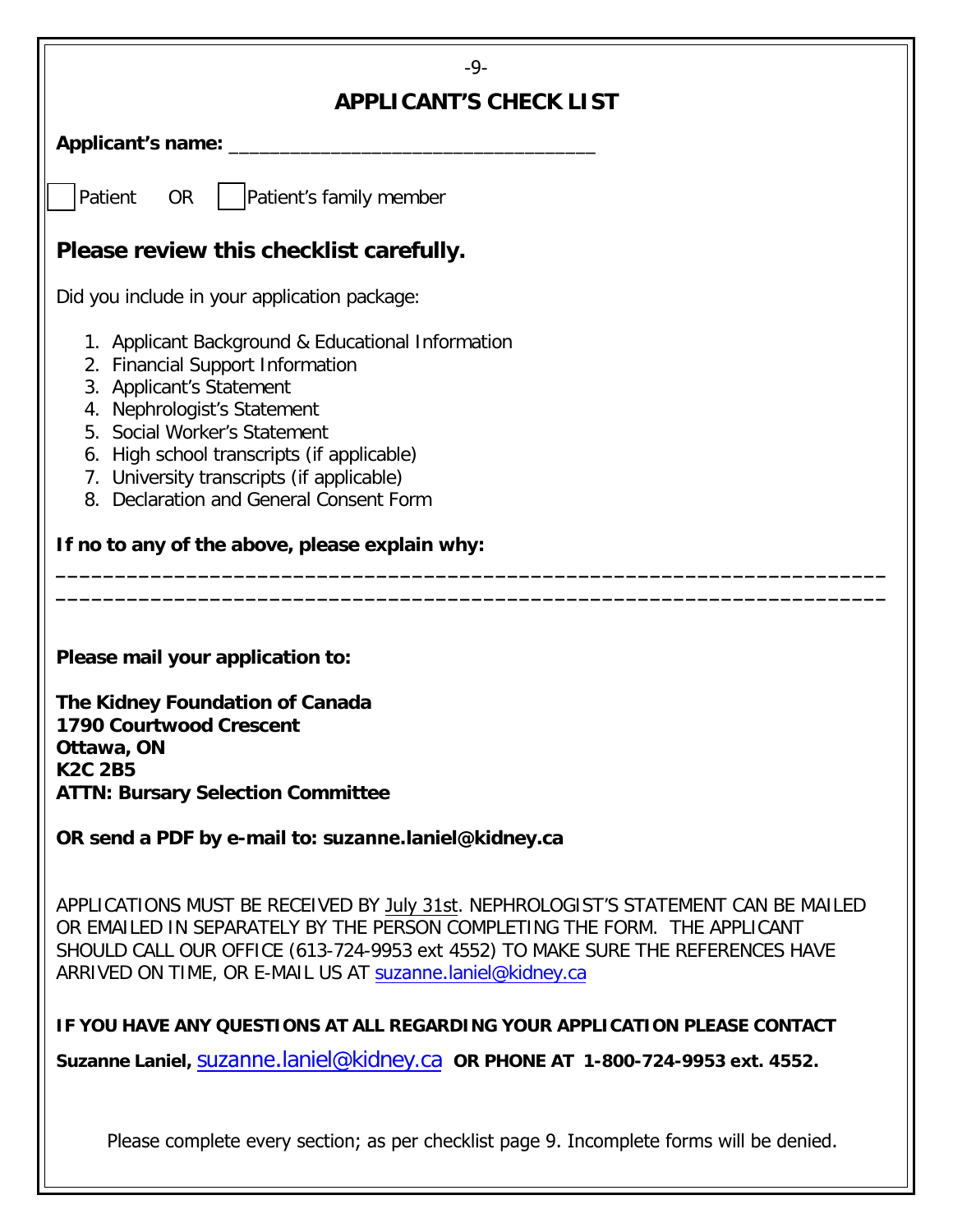# APPLICANT'S CHECK LIST

**Applicant's name:** ___________________________________

☐ Patient OR ☐ Patient's family member

## Please review this checklist carefully.

Did you include in your application package:

1. Applicant Background & Educational Information
2. Financial Support Information
3. Applicant's Statement
4. Nephrologist's Statement
5. Social Worker's Statement
6. High school transcripts (if applicable)
7. University transcripts (if applicable)
8. Declaration and General Consent Form

**If no to any of the above, please explain why:**

_________________________________________________________________

_________________________________________________________________

**Please mail your application to:**

**The Kidney Foundation of Canada**
**1790 Courtwood Crescent**
**Ottawa, ON**
**K2C 2B5**
**ATTN: Bursary Selection Committee**

**OR send a PDF by e-mail to: suzanne.laniel@kidney.ca**

APPLICATIONS MUST BE RECEIVED BY July 31st. NEPHROLOGIST'S STATEMENT CAN BE MAILED OR EMAILED IN SEPARATELY BY THE PERSON COMPLETING THE FORM. THE APPLICANT SHOULD CALL OUR OFFICE (613-724-9953 ext 4552) TO MAKE SURE THE REFERENCES HAVE ARRIVED ON TIME, OR E-MAIL US AT suzanne.laniel@kidney.ca

**IF YOU HAVE ANY QUESTIONS AT ALL REGARDING YOUR APPLICATION PLEASE CONTACT**

**Suzanne Laniel,** suzanne.laniel@kidney.ca **OR PHONE AT 1-800-724-9953 ext. 4552.**

Please complete every section; as per checklist page 9. Incomplete forms will be denied.